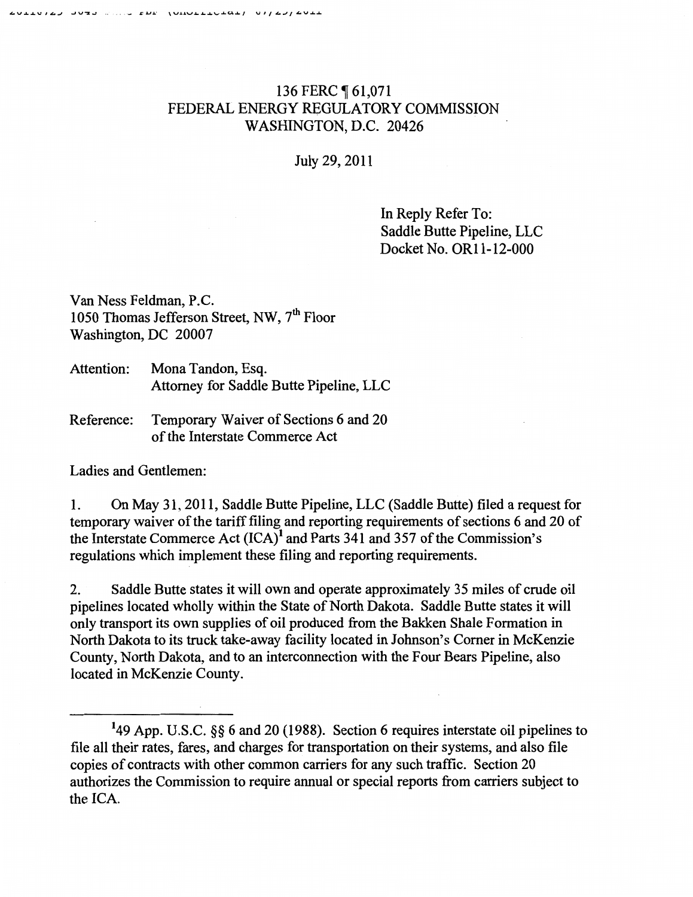136 FERC ¶ 61,071
FEDERAL ENERGY REGULATORY COMMISSION
WASHINGTON, D.C. 20426

July 29, 2011

In Reply Refer To:
Saddle Butte Pipeline, LLC
Docket No. OR11-12-000

Van Ness Feldman, P.C.
1050 Thomas Jefferson Street, NW, 7th Floor
Washington, DC 20007

Attention: Mona Tandon, Esq.
Attorney for Saddle Butte Pipeline, LLC

Reference: Temporary Waiver of Sections 6 and 20 of the Interstate Commerce Act

Ladies and Gentlemen:

1. On May 31, 2011, Saddle Butte Pipeline, LLC (Saddle Butte) filed a request for temporary waiver of the tariff filing and reporting requirements of sections 6 and 20 of the Interstate Commerce Act (ICA)[1] and Parts 341 and 357 of the Commission's regulations which implement these filing and reporting requirements.

2. Saddle Butte states it will own and operate approximately 35 miles of crude oil pipelines located wholly within the State of North Dakota. Saddle Butte states it will only transport its own supplies of oil produced from the Bakken Shale Formation in North Dakota to its truck take-away facility located in Johnson's Corner in McKenzie County, North Dakota, and to an interconnection with the Four Bears Pipeline, also located in McKenzie County.

---

[1] 49 App. U.S.C. §§ 6 and 20 (1988). Section 6 requires interstate oil pipelines to file all their rates, fares, and charges for transportation on their systems, and also file copies of contracts with other common carriers for any such traffic. Section 20 authorizes the Commission to require annual or special reports from carriers subject to the ICA.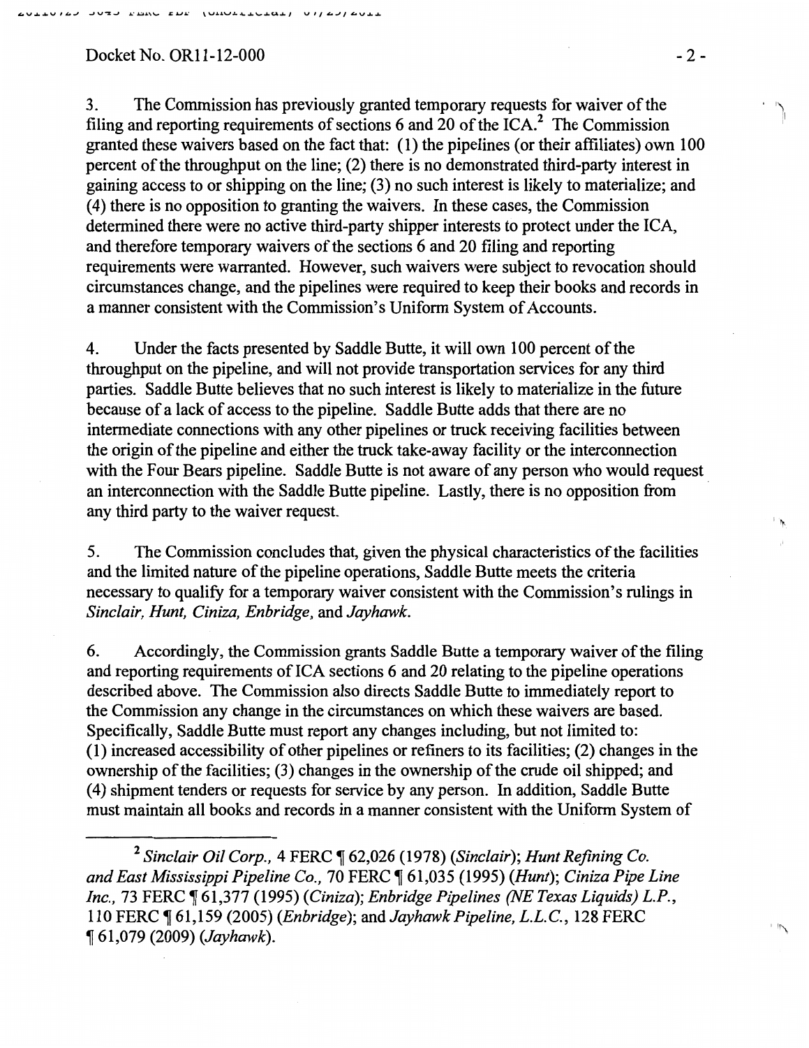3. The Commission has previously granted temporary requests for waiver of the filing and reporting requirements of sections 6 and 20 of the ICA.[2] The Commission granted these waivers based on the fact that: (1) the pipelines (or their affiliates) own 100 percent of the throughput on the line; (2) there is no demonstrated third-party interest in gaining access to or shipping on the line; (3) no such interest is likely to materialize; and (4) there is no opposition to granting the waivers. In these cases, the Commission determined there were no active third-party shipper interests to protect under the ICA, and therefore temporary waivers of the sections 6 and 20 filing and reporting requirements were warranted. However, such waivers were subject to revocation should circumstances change, and the pipelines were required to keep their books and records in a manner consistent with the Commission's Uniform System of Accounts.

4. Under the facts presented by Saddle Butte, it will own 100 percent of the throughput on the pipeline, and will not provide transportation services for any third parties. Saddle Butte believes that no such interest is likely to materialize in the future because of a lack of access to the pipeline. Saddle Butte adds that there are no intermediate connections with any other pipelines or truck receiving facilities between the origin of the pipeline and either the truck take-away facility or the interconnection with the Four Bears pipeline. Saddle Butte is not aware of any person who would request an interconnection with the Saddle Butte pipeline. Lastly, there is no opposition from any third party to the waiver request.

5. The Commission concludes that, given the physical characteristics of the facilities and the limited nature of the pipeline operations, Saddle Butte meets the criteria necessary to qualify for a temporary waiver consistent with the Commission's rulings in *Sinclair, Hunt, Ciniza, Enbridge,* and *Jayhawk.*

6. Accordingly, the Commission grants Saddle Butte a temporary waiver of the filing and reporting requirements of ICA sections 6 and 20 relating to the pipeline operations described above. The Commission also directs Saddle Butte to immediately report to the Commission any change in the circumstances on which these waivers are based. Specifically, Saddle Butte must report any changes including, but not limited to: (1) increased accessibility of other pipelines or refiners to its facilities; (2) changes in the ownership of the facilities; (3) changes in the ownership of the crude oil shipped; and (4) shipment tenders or requests for service by any person. In addition, Saddle Butte must maintain all books and records in a manner consistent with the Uniform System of

---

[2] *Sinclair Oil Corp.*, 4 FERC ¶ 62,026 (1978) (*Sinclair*); *Hunt Refining Co. and East Mississippi Pipeline Co.*, 70 FERC ¶ 61,035 (1995) (*Hunt*); *Ciniza Pipe Line Inc.*, 73 FERC ¶ 61,377 (1995) (*Ciniza*); *Enbridge Pipelines (NE Texas Liquids) L.P.*, 110 FERC ¶ 61,159 (2005) (*Enbridge*); and *Jayhawk Pipeline, L.L.C.*, 128 FERC ¶ 61,079 (2009) (*Jayhawk*).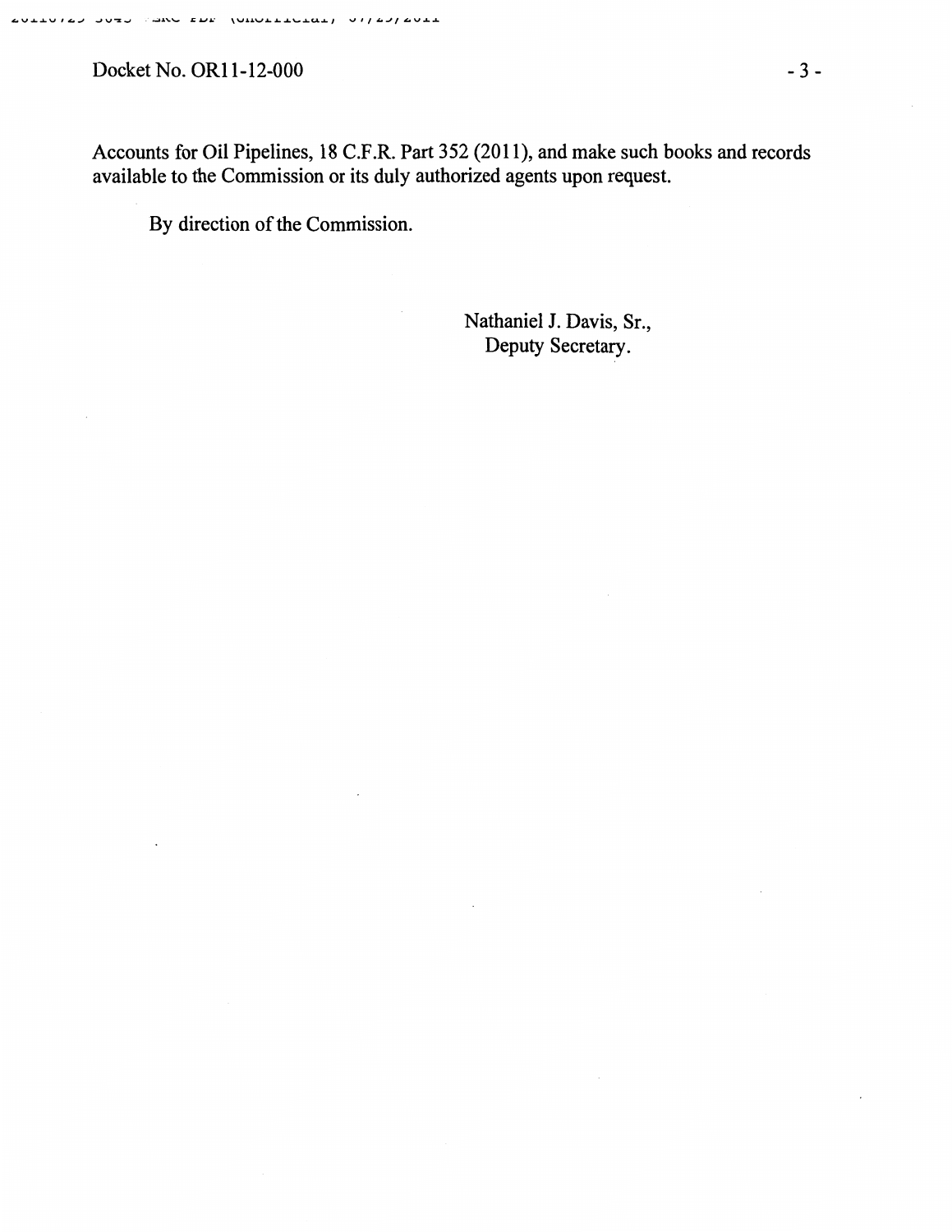Accounts for Oil Pipelines, 18 C.F.R. Part 352 (2011), and make such books and records available to the Commission or its duly authorized agents upon request.

By direction of the Commission.

Nathaniel J. Davis, Sr.,
Deputy Secretary.